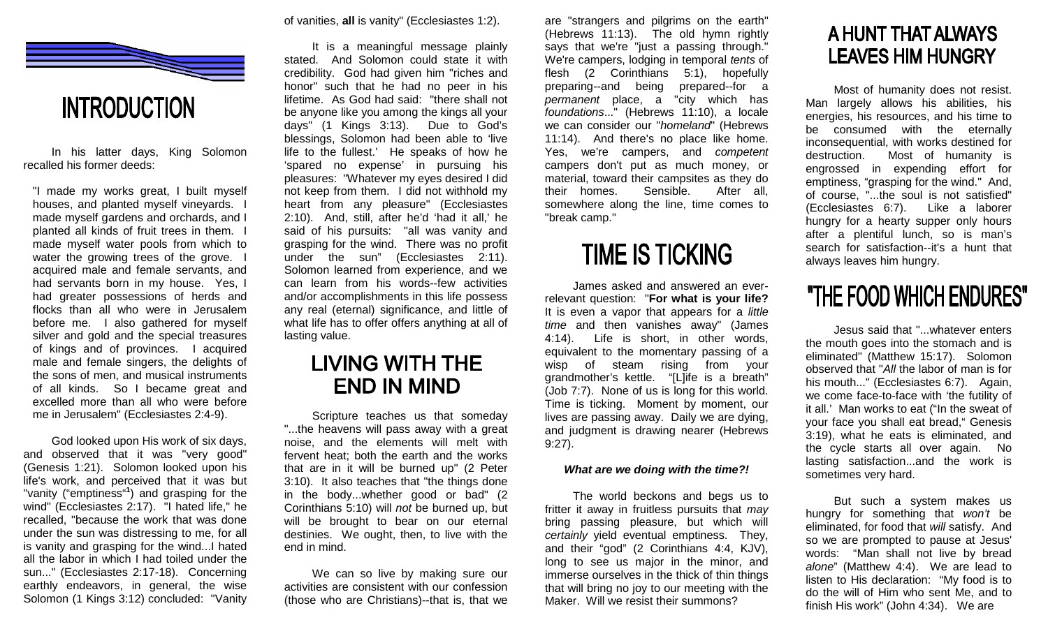# INTRODUCTION

In his latter days, King Solomon recalled his former deeds:

> "I made my works great, I built myself houses, and planted myself vineyards. I made myself gardens and orchards, and I planted all kinds of fruit trees in them. I made myself water pools from which to water the growing trees of the grove. I acquired male and female servants, and had servants born in my house. Yes, I had greater possessions of herds and flocks than all who were in Jerusalem before me. I also gathered for myself silver and gold and the special treasures of kings and of provinces. I acquired male and female singers, the delights of the sons of men, and musical instruments of all kinds. So I became great and excelled more than all who were before me in Jerusalem" (Ecclesiastes 2:4-9).

God looked upon His work of six days, and observed that it was "very good" (Genesis 1:21). Solomon looked upon his life's work, and perceived that it was but "vanity ("emptiness"[1]) and grasping for the wind" (Ecclesiastes 2:17). "I hated life," he recalled, "because the work that was done under the sun was distressing to me, for all is vanity and grasping for the wind...I hated all the labor in which I had toiled under the sun..." (Ecclesiastes 2:17-18). Concerning earthly endeavors, in general, the wise Solomon (1 Kings 3:12) concluded: "Vanity of vanities, **all** is vanity" (Ecclesiastes 1:2).

It is a meaningful message plainly stated. And Solomon could state it with credibility. God had given him "riches and honor" such that he had no peer in his lifetime. As God had said: "there shall not be anyone like you among the kings all your days" (1 Kings 3:13). Due to God's blessings, Solomon had been able to 'live life to the fullest.' He speaks of how he 'spared no expense' in pursuing his pleasures: "Whatever my eyes desired I did not keep from them. I did not withhold my heart from any pleasure" (Ecclesiastes 2:10). And, still, after he'd 'had it all,' he said of his pursuits: "all was vanity and grasping for the wind. There was no profit under the sun" (Ecclesiastes 2:11). Solomon learned from experience, and we can learn from his words--few activities and/or accomplishments in this life possess any real (eternal) significance, and little of what life has to offer offers anything at all of lasting value.

# LIVING WITH THE END IN MIND

Scripture teaches us that someday "...the heavens will pass away with a great noise, and the elements will melt with fervent heat; both the earth and the works that are in it will be burned up" (2 Peter 3:10). It also teaches that "the things done in the body...whether good or bad" (2 Corinthians 5:10) will *not* be burned up, but will be brought to bear on our eternal destinies. We ought, then, to live with the end in mind.

We can so live by making sure our activities are consistent with our confession (those who are Christians)--that is, that we are "strangers and pilgrims on the earth" (Hebrews 11:13). The old hymn rightly says that we're "just a passing through." We're campers, lodging in temporal *tents* of flesh (2 Corinthians 5:1), hopefully preparing--and being prepared--for a *permanent* place, a "city which has *foundations*..." (Hebrews 11:10), a locale we can consider our "*homeland*" (Hebrews 11:14). And there's no place like home. Yes, we're campers, and *competent* campers don't put as much money, or material, toward their campsites as they do their homes. Sensible. After all, somewhere along the line, time comes to "break camp."

# TIME IS TICKING

James asked and answered an ever-relevant question: "**For what is your life?** It is even a vapor that appears for a *little time* and then vanishes away" (James 4:14). Life is short, in other words, equivalent to the momentary passing of a wisp of steam rising from your grandmother's kettle. "[L]ife is a breath" (Job 7:7). None of us is long for this world. Time is ticking. Moment by moment, our lives are passing away. Daily we are dying, and judgment is drawing nearer (Hebrews 9:27).

***What are we doing with the time?!***

The world beckons and begs us to fritter it away in fruitless pursuits that *may* bring passing pleasure, but which will *certainly* yield eventual emptiness. They, and their "god" (2 Corinthians 4:4, KJV), long to see us major in the minor, and immerse ourselves in the thick of thin things that will bring no joy to our meeting with the Maker. Will we resist their summons?

# A HUNT THAT ALWAYS LEAVES HIM HUNGRY

Most of humanity does not resist. Man largely allows his abilities, his energies, his resources, and his time to be consumed with the eternally inconsequential, with works destined for destruction. Most of humanity is engrossed in expending effort for emptiness, "grasping for the wind." And, of course, "...the soul is not satisfied" (Ecclesiastes 6:7). Like a laborer hungry for a hearty supper only hours after a plentiful lunch, so is man's search for satisfaction--it's a hunt that always leaves him hungry.

# "THE FOOD WHICH ENDURES"

Jesus said that "...whatever enters the mouth goes into the stomach and is eliminated" (Matthew 15:17). Solomon observed that "*All* the labor of man is for his mouth..." (Ecclesiastes 6:7). Again, we come face-to-face with 'the futility of it all.' Man works to eat ("In the sweat of your face you shall eat bread," Genesis 3:19), what he eats is eliminated, and the cycle starts all over again. No lasting satisfaction...and the work is sometimes very hard.

But such a system makes us hungry for something that *won't* be eliminated, for food that *will* satisfy. And so we are prompted to pause at Jesus' words: "Man shall not live by bread *alone*" (Matthew 4:4). We are lead to listen to His declaration: "My food is to do the will of Him who sent Me, and to finish His work" (John 4:34). We are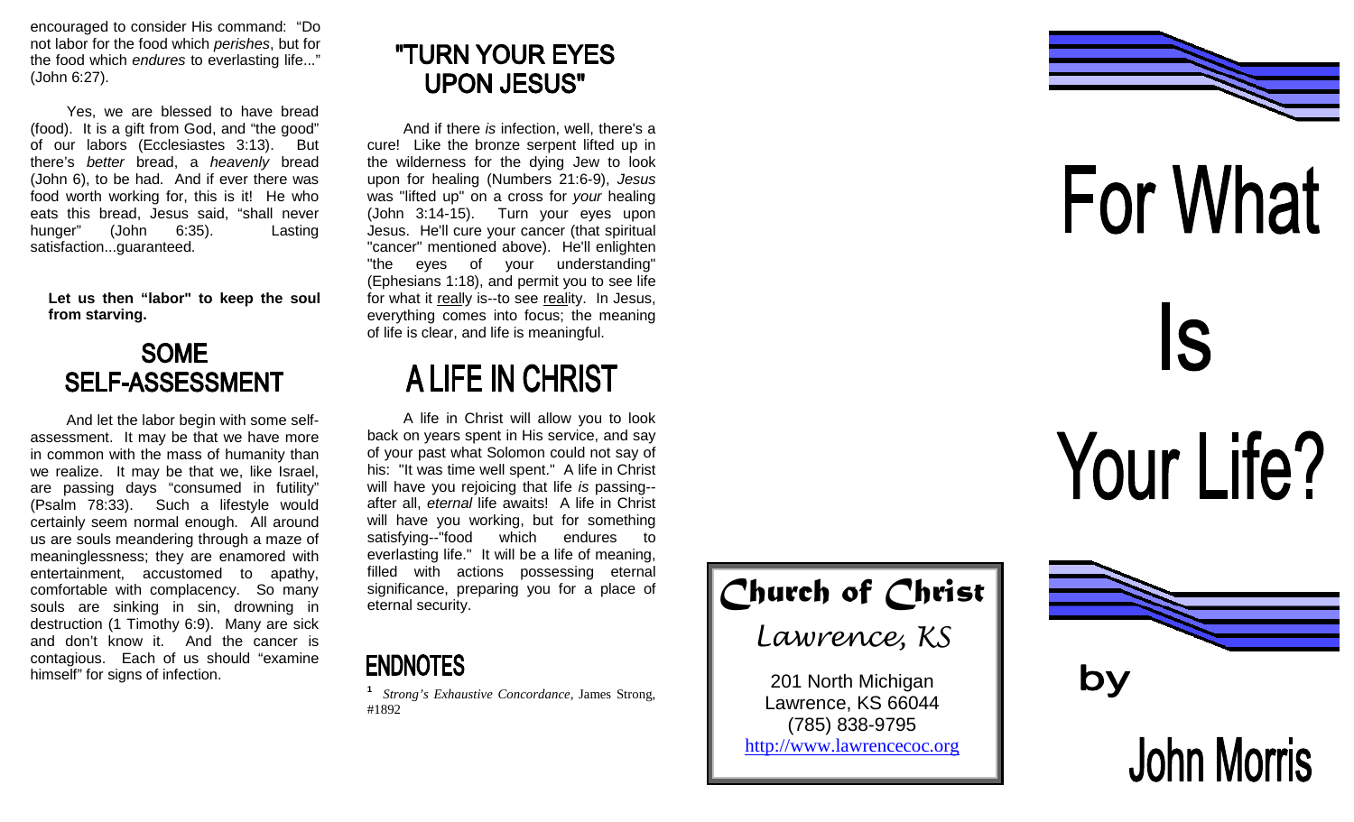encouraged to consider His command: "Do not labor for the food which *perishes*, but for the food which *endures* to everlasting life..." (John 6:27).

Yes, we are blessed to have bread (food). It is a gift from God, and "the good" of our labors (Ecclesiastes 3:13). But there's *better* bread, a *heavenly* bread (John 6), to be had. And if ever there was food worth working for, this is it! He who eats this bread, Jesus said, "shall never hunger" (John 6:35). Lasting satisfaction...guaranteed.

**Let us then "labor" to keep the soul from starving.**

## SOME SELF-ASSESSMENT

And let the labor begin with some self-assessment. It may be that we have more in common with the mass of humanity than we realize. It may be that we, like Israel, are passing days "consumed in futility" (Psalm 78:33). Such a lifestyle would certainly seem normal enough. All around us are souls meandering through a maze of meaninglessness; they are enamored with entertainment, accustomed to apathy, comfortable with complacency. So many souls are sinking in sin, drowning in destruction (1 Timothy 6:9). Many are sick and don't know it. And the cancer is contagious. Each of us should "examine himself" for signs of infection.

## "TURN YOUR EYES UPON JESUS"

And if there *is* infection, well, there's a cure! Like the bronze serpent lifted up in the wilderness for the dying Jew to look upon for healing (Numbers 21:6-9), *Jesus* was "lifted up" on a cross for *your* healing (John 3:14-15). Turn your eyes upon Jesus. He'll cure your cancer (that spiritual "cancer" mentioned above). He'll enlighten "the eyes of your understanding" (Ephesians 1:18), and permit you to see life for what it really is--to see reality. In Jesus, everything comes into focus; the meaning of life is clear, and life is meaningful.

## A LIFE IN CHRIST

A life in Christ will allow you to look back on years spent in His service, and say of your past what Solomon could not say of his: "It was time well spent." A life in Christ will have you rejoicing that life *is* passing--after all, *eternal* life awaits! A life in Christ will have you working, but for something satisfying--"food which endures to everlasting life." It will be a life of meaning, filled with actions possessing eternal significance, preparing you for a place of eternal security.

## ENDNOTES

[1] *Strong's Exhaustive Concordance*, James Strong, #1892

**Church of Christ**

*Lawrence, KS*

201 North Michigan
Lawrence, KS 66044
(785) 838-9795
http://www.lawrencecoc.org

# For What Is Your Life?

by

John Morris